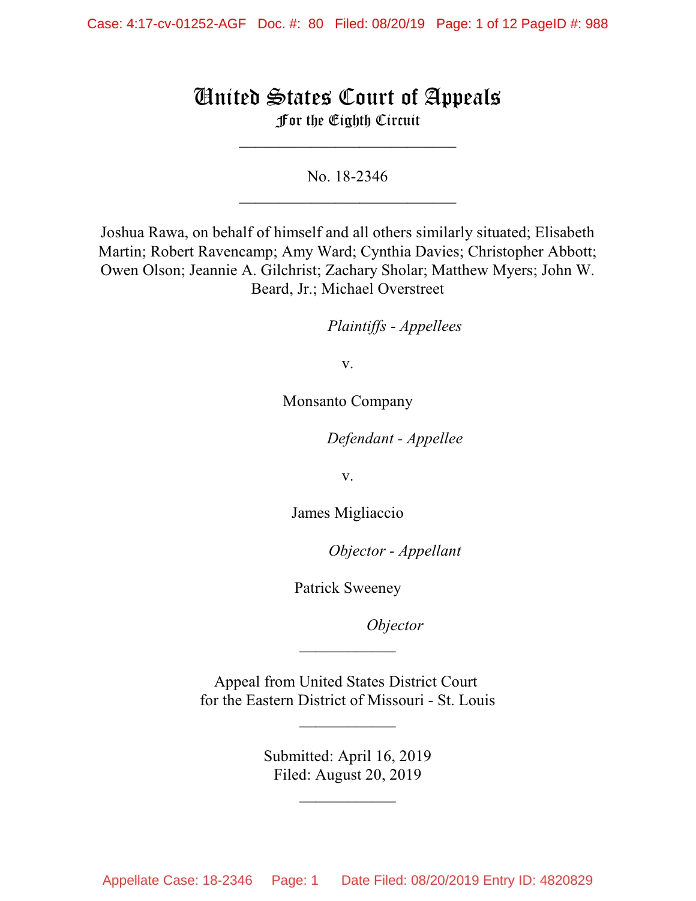# United States Court of Appeals
## For the Eighth Circuit

___________________________

No. 18-2346

___________________________

Joshua Rawa, on behalf of himself and all others similarly situated; Elisabeth Martin; Robert Ravencamp; Amy Ward; Cynthia Davies; Christopher Abbott; Owen Olson; Jeannie A. Gilchrist; Zachary Sholar; Matthew Myers; John W. Beard, Jr.; Michael Overstreet

*Plaintiffs - Appellees*

v.

Monsanto Company

*Defendant - Appellee*

v.

James Migliaccio

*Objector - Appellant*

Patrick Sweeney

*Objector*

____________

Appeal from United States District Court
for the Eastern District of Missouri - St. Louis

____________

Submitted: April 16, 2019
Filed: August 20, 2019

____________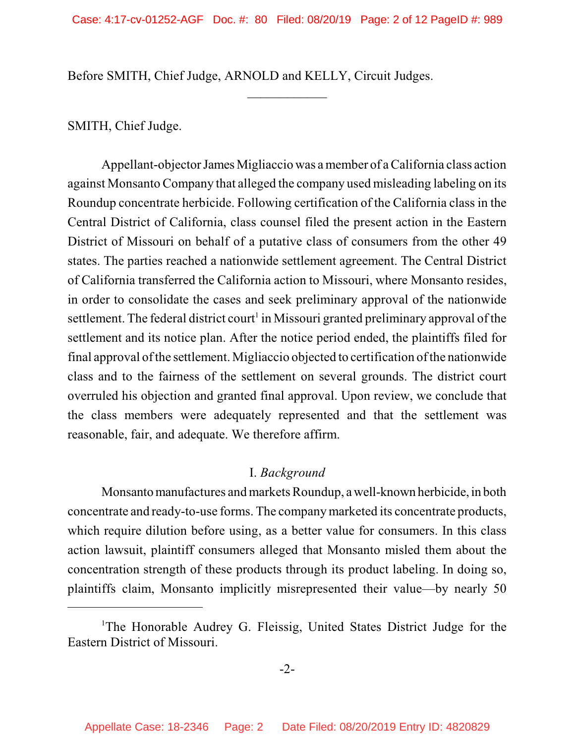Before SMITH, Chief Judge, ARNOLD and KELLY, Circuit Judges.

SMITH, Chief Judge.

Appellant-objector James Migliaccio was a member of a California class action against Monsanto Company that alleged the company used misleading labeling on its Roundup concentrate herbicide. Following certification of the California class in the Central District of California, class counsel filed the present action in the Eastern District of Missouri on behalf of a putative class of consumers from the other 49 states. The parties reached a nationwide settlement agreement. The Central District of California transferred the California action to Missouri, where Monsanto resides, in order to consolidate the cases and seek preliminary approval of the nationwide settlement. The federal district court[1] in Missouri granted preliminary approval of the settlement and its notice plan. After the notice period ended, the plaintiffs filed for final approval of the settlement. Migliaccio objected to certification of the nationwide class and to the fairness of the settlement on several grounds. The district court overruled his objection and granted final approval. Upon review, we conclude that the class members were adequately represented and that the settlement was reasonable, fair, and adequate. We therefore affirm.

## I. *Background*

Monsanto manufactures and markets Roundup, a well-known herbicide, in both concentrate and ready-to-use forms. The company marketed its concentrate products, which require dilution before using, as a better value for consumers. In this class action lawsuit, plaintiff consumers alleged that Monsanto misled them about the concentration strength of these products through its product labeling. In doing so, plaintiffs claim, Monsanto implicitly misrepresented their value—by nearly 50

[1]The Honorable Audrey G. Fleissig, United States District Judge for the Eastern District of Missouri.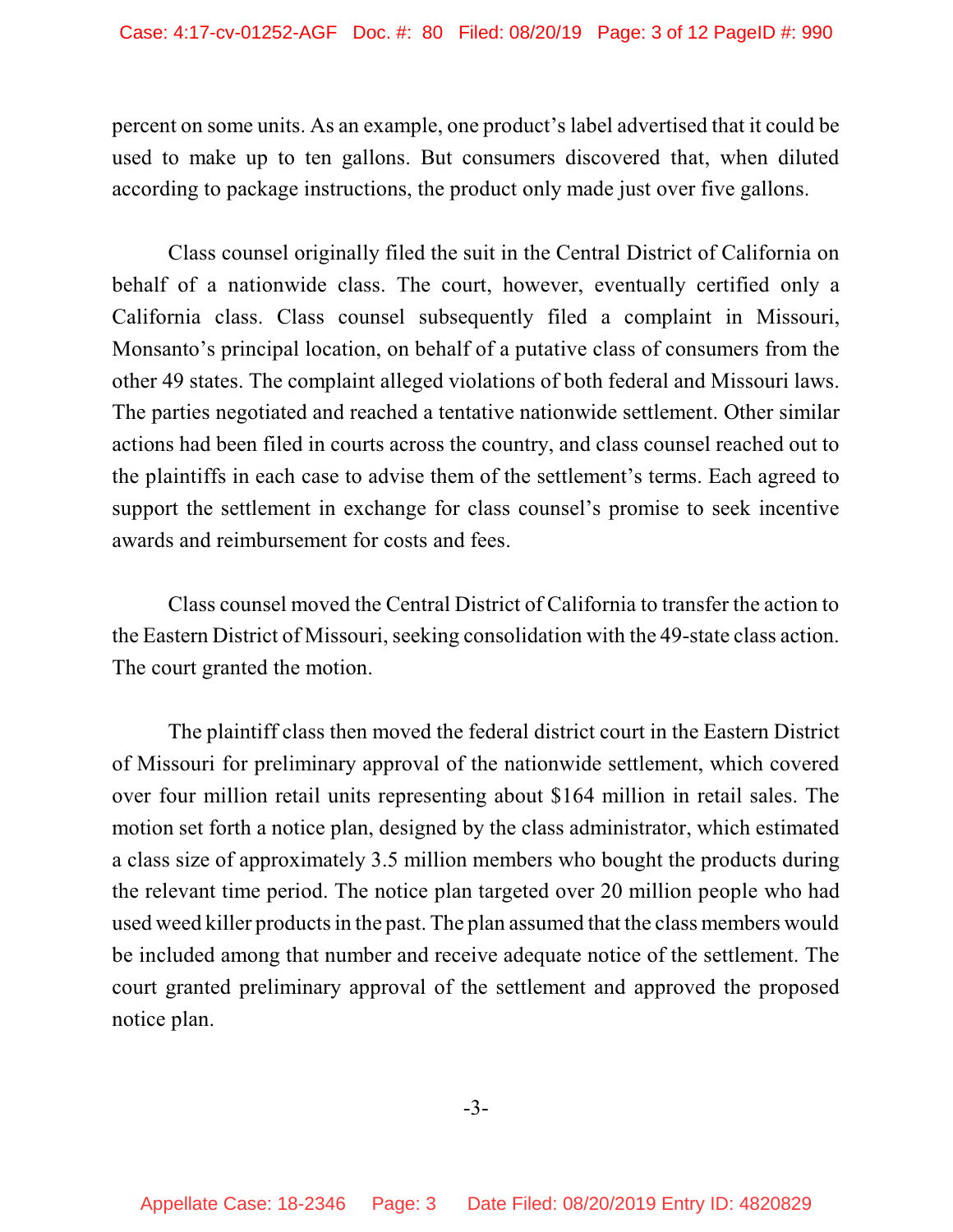percent on some units. As an example, one product's label advertised that it could be used to make up to ten gallons. But consumers discovered that, when diluted according to package instructions, the product only made just over five gallons.

Class counsel originally filed the suit in the Central District of California on behalf of a nationwide class. The court, however, eventually certified only a California class. Class counsel subsequently filed a complaint in Missouri, Monsanto's principal location, on behalf of a putative class of consumers from the other 49 states. The complaint alleged violations of both federal and Missouri laws. The parties negotiated and reached a tentative nationwide settlement. Other similar actions had been filed in courts across the country, and class counsel reached out to the plaintiffs in each case to advise them of the settlement's terms. Each agreed to support the settlement in exchange for class counsel's promise to seek incentive awards and reimbursement for costs and fees.

Class counsel moved the Central District of California to transfer the action to the Eastern District of Missouri, seeking consolidation with the 49-state class action. The court granted the motion.

The plaintiff class then moved the federal district court in the Eastern District of Missouri for preliminary approval of the nationwide settlement, which covered over four million retail units representing about $164 million in retail sales. The motion set forth a notice plan, designed by the class administrator, which estimated a class size of approximately 3.5 million members who bought the products during the relevant time period. The notice plan targeted over 20 million people who had used weed killer products in the past. The plan assumed that the class members would be included among that number and receive adequate notice of the settlement. The court granted preliminary approval of the settlement and approved the proposed notice plan.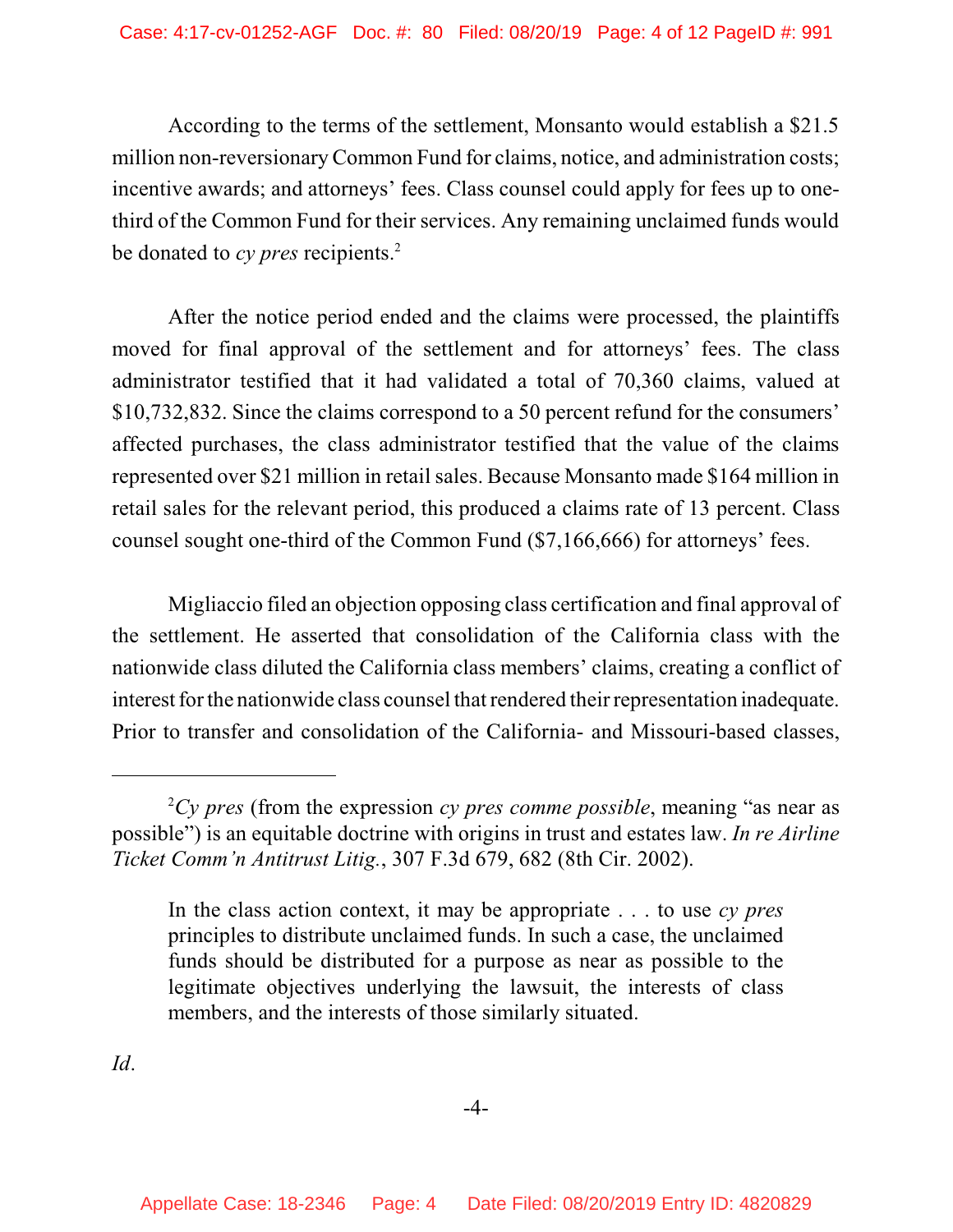According to the terms of the settlement, Monsanto would establish a $21.5 million non-reversionary Common Fund for claims, notice, and administration costs; incentive awards; and attorneys' fees. Class counsel could apply for fees up to one-third of the Common Fund for their services. Any remaining unclaimed funds would be donated to *cy pres* recipients.[2]

After the notice period ended and the claims were processed, the plaintiffs moved for final approval of the settlement and for attorneys' fees. The class administrator testified that it had validated a total of 70,360 claims, valued at $10,732,832. Since the claims correspond to a 50 percent refund for the consumers' affected purchases, the class administrator testified that the value of the claims represented over $21 million in retail sales. Because Monsanto made $164 million in retail sales for the relevant period, this produced a claims rate of 13 percent. Class counsel sought one-third of the Common Fund ($7,166,666) for attorneys' fees.

Migliaccio filed an objection opposing class certification and final approval of the settlement. He asserted that consolidation of the California class with the nationwide class diluted the California class members' claims, creating a conflict of interest for the nationwide class counsel that rendered their representation inadequate. Prior to transfer and consolidation of the California- and Missouri-based classes,

---

[2]*Cy pres* (from the expression *cy pres comme possible*, meaning "as near as possible") is an equitable doctrine with origins in trust and estates law. *In re Airline Ticket Comm'n Antitrust Litig.*, 307 F.3d 679, 682 (8th Cir. 2002).

> In the class action context, it may be appropriate . . . to use *cy pres* principles to distribute unclaimed funds. In such a case, the unclaimed funds should be distributed for a purpose as near as possible to the legitimate objectives underlying the lawsuit, the interests of class members, and the interests of those similarly situated.

*Id*.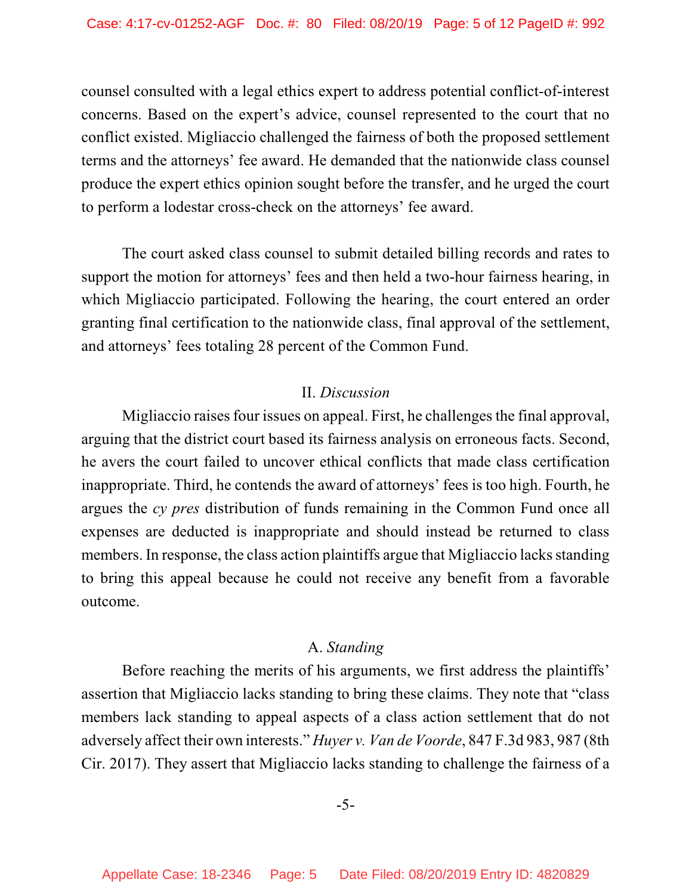counsel consulted with a legal ethics expert to address potential conflict-of-interest concerns. Based on the expert's advice, counsel represented to the court that no conflict existed. Migliaccio challenged the fairness of both the proposed settlement terms and the attorneys' fee award. He demanded that the nationwide class counsel produce the expert ethics opinion sought before the transfer, and he urged the court to perform a lodestar cross-check on the attorneys' fee award.

The court asked class counsel to submit detailed billing records and rates to support the motion for attorneys' fees and then held a two-hour fairness hearing, in which Migliaccio participated. Following the hearing, the court entered an order granting final certification to the nationwide class, final approval of the settlement, and attorneys' fees totaling 28 percent of the Common Fund.

## II. *Discussion*

Migliaccio raises four issues on appeal. First, he challenges the final approval, arguing that the district court based its fairness analysis on erroneous facts. Second, he avers the court failed to uncover ethical conflicts that made class certification inappropriate. Third, he contends the award of attorneys' fees is too high. Fourth, he argues the *cy pres* distribution of funds remaining in the Common Fund once all expenses are deducted is inappropriate and should instead be returned to class members. In response, the class action plaintiffs argue that Migliaccio lacks standing to bring this appeal because he could not receive any benefit from a favorable outcome.

### A. *Standing*

Before reaching the merits of his arguments, we first address the plaintiffs' assertion that Migliaccio lacks standing to bring these claims. They note that "class members lack standing to appeal aspects of a class action settlement that do not adversely affect their own interests." *Huyer v. Van de Voorde*, 847 F.3d 983, 987 (8th Cir. 2017). They assert that Migliaccio lacks standing to challenge the fairness of a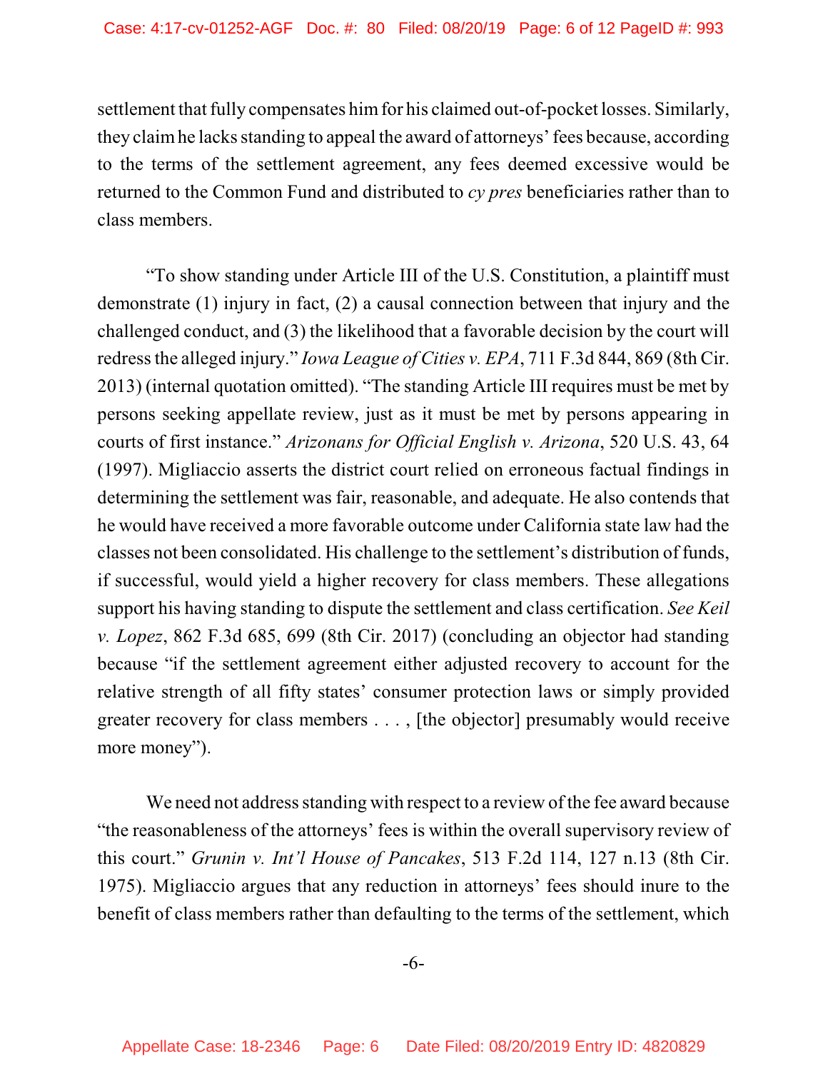settlement that fully compensates him for his claimed out-of-pocket losses. Similarly, they claim he lacks standing to appeal the award of attorneys' fees because, according to the terms of the settlement agreement, any fees deemed excessive would be returned to the Common Fund and distributed to *cy pres* beneficiaries rather than to class members.

"To show standing under Article III of the U.S. Constitution, a plaintiff must demonstrate (1) injury in fact, (2) a causal connection between that injury and the challenged conduct, and (3) the likelihood that a favorable decision by the court will redress the alleged injury." *Iowa League of Cities v. EPA*, 711 F.3d 844, 869 (8th Cir. 2013) (internal quotation omitted). "The standing Article III requires must be met by persons seeking appellate review, just as it must be met by persons appearing in courts of first instance." *Arizonans for Official English v. Arizona*, 520 U.S. 43, 64 (1997). Migliaccio asserts the district court relied on erroneous factual findings in determining the settlement was fair, reasonable, and adequate. He also contends that he would have received a more favorable outcome under California state law had the classes not been consolidated. His challenge to the settlement's distribution of funds, if successful, would yield a higher recovery for class members. These allegations support his having standing to dispute the settlement and class certification. *See Keil v. Lopez*, 862 F.3d 685, 699 (8th Cir. 2017) (concluding an objector had standing because "if the settlement agreement either adjusted recovery to account for the relative strength of all fifty states' consumer protection laws or simply provided greater recovery for class members . . . , [the objector] presumably would receive more money").

We need not address standing with respect to a review of the fee award because "the reasonableness of the attorneys' fees is within the overall supervisory review of this court." *Grunin v. Int'l House of Pancakes*, 513 F.2d 114, 127 n.13 (8th Cir. 1975). Migliaccio argues that any reduction in attorneys' fees should inure to the benefit of class members rather than defaulting to the terms of the settlement, which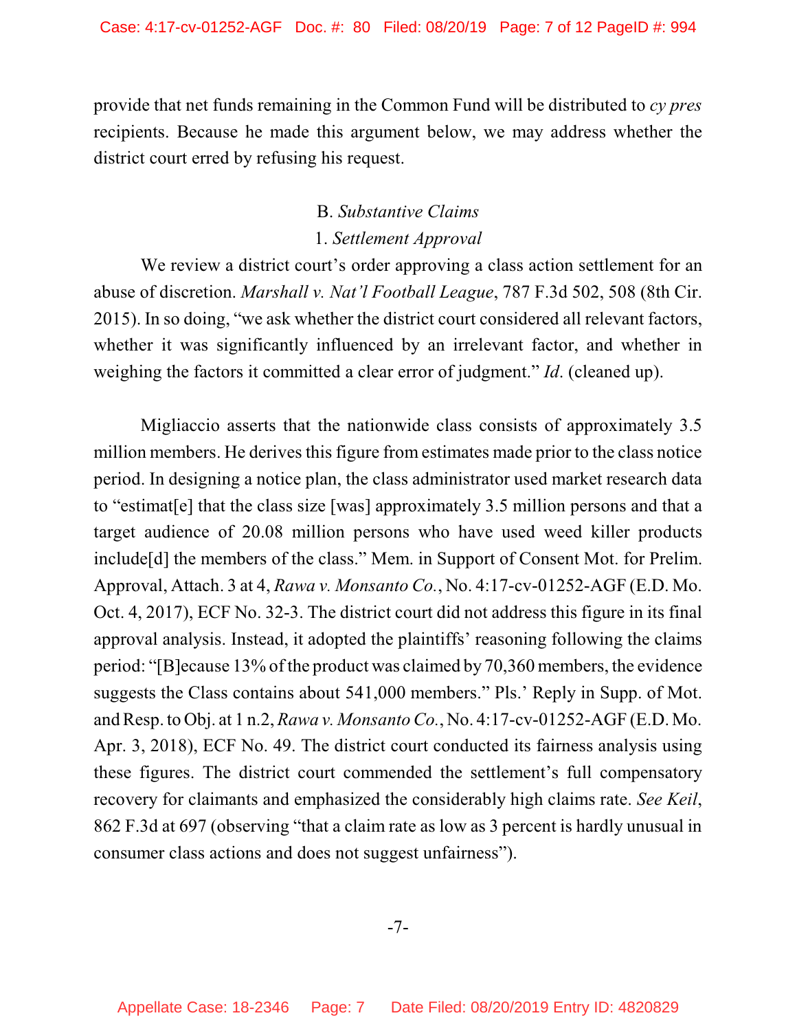provide that net funds remaining in the Common Fund will be distributed to *cy pres* recipients. Because he made this argument below, we may address whether the district court erred by refusing his request.

### B. *Substantive Claims*

#### 1. *Settlement Approval*

We review a district court's order approving a class action settlement for an abuse of discretion. *Marshall v. Nat'l Football League*, 787 F.3d 502, 508 (8th Cir. 2015). In so doing, "we ask whether the district court considered all relevant factors, whether it was significantly influenced by an irrelevant factor, and whether in weighing the factors it committed a clear error of judgment." *Id*. (cleaned up).

Migliaccio asserts that the nationwide class consists of approximately 3.5 million members. He derives this figure from estimates made prior to the class notice period. In designing a notice plan, the class administrator used market research data to "estimat[e] that the class size [was] approximately 3.5 million persons and that a target audience of 20.08 million persons who have used weed killer products include[d] the members of the class." Mem. in Support of Consent Mot. for Prelim. Approval, Attach. 3 at 4, *Rawa v. Monsanto Co.*, No. 4:17-cv-01252-AGF (E.D. Mo. Oct. 4, 2017), ECF No. 32-3. The district court did not address this figure in its final approval analysis. Instead, it adopted the plaintiffs' reasoning following the claims period: "[B]ecause 13% of the product was claimed by 70,360 members, the evidence suggests the Class contains about 541,000 members." Pls.' Reply in Supp. of Mot. and Resp. to Obj. at 1 n.2, *Rawa v. Monsanto Co.*, No. 4:17-cv-01252-AGF (E.D. Mo. Apr. 3, 2018), ECF No. 49. The district court conducted its fairness analysis using these figures. The district court commended the settlement's full compensatory recovery for claimants and emphasized the considerably high claims rate. *See Keil*, 862 F.3d at 697 (observing "that a claim rate as low as 3 percent is hardly unusual in consumer class actions and does not suggest unfairness").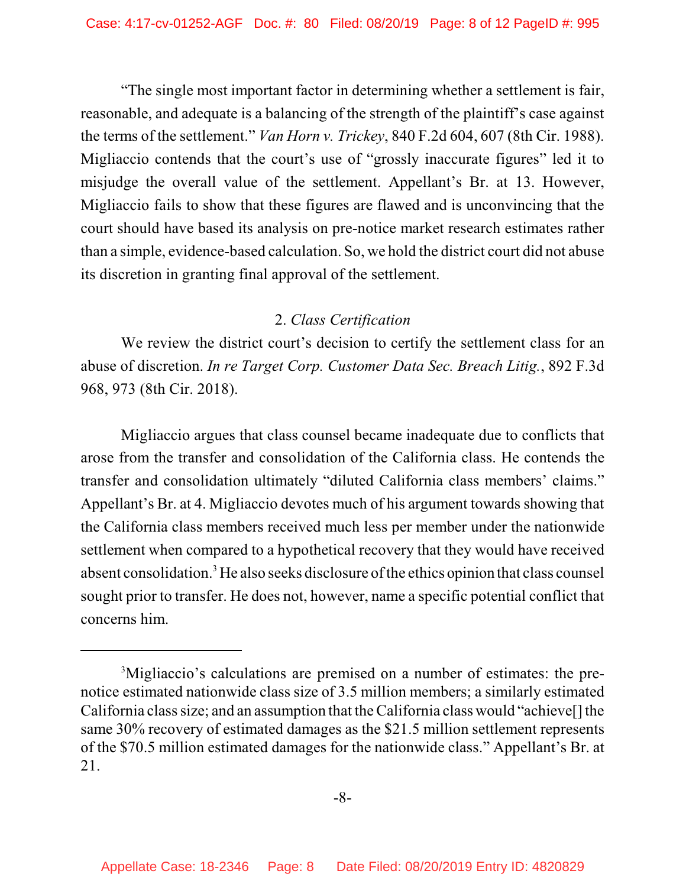"The single most important factor in determining whether a settlement is fair, reasonable, and adequate is a balancing of the strength of the plaintiff's case against the terms of the settlement." *Van Horn v. Trickey*, 840 F.2d 604, 607 (8th Cir. 1988). Migliaccio contends that the court's use of "grossly inaccurate figures" led it to misjudge the overall value of the settlement. Appellant's Br. at 13. However, Migliaccio fails to show that these figures are flawed and is unconvincing that the court should have based its analysis on pre-notice market research estimates rather than a simple, evidence-based calculation. So, we hold the district court did not abuse its discretion in granting final approval of the settlement.

2. *Class Certification*

We review the district court's decision to certify the settlement class for an abuse of discretion. *In re Target Corp. Customer Data Sec. Breach Litig.*, 892 F.3d 968, 973 (8th Cir. 2018).

Migliaccio argues that class counsel became inadequate due to conflicts that arose from the transfer and consolidation of the California class. He contends the transfer and consolidation ultimately "diluted California class members' claims." Appellant's Br. at 4. Migliaccio devotes much of his argument towards showing that the California class members received much less per member under the nationwide settlement when compared to a hypothetical recovery that they would have received absent consolidation.[3] He also seeks disclosure of the ethics opinion that class counsel sought prior to transfer. He does not, however, name a specific potential conflict that concerns him.

---

[3]Migliaccio's calculations are premised on a number of estimates: the pre-notice estimated nationwide class size of 3.5 million members; a similarly estimated California class size; and an assumption that the California class would "achieve[] the same 30% recovery of estimated damages as the $21.5 million settlement represents of the $70.5 million estimated damages for the nationwide class." Appellant's Br. at 21.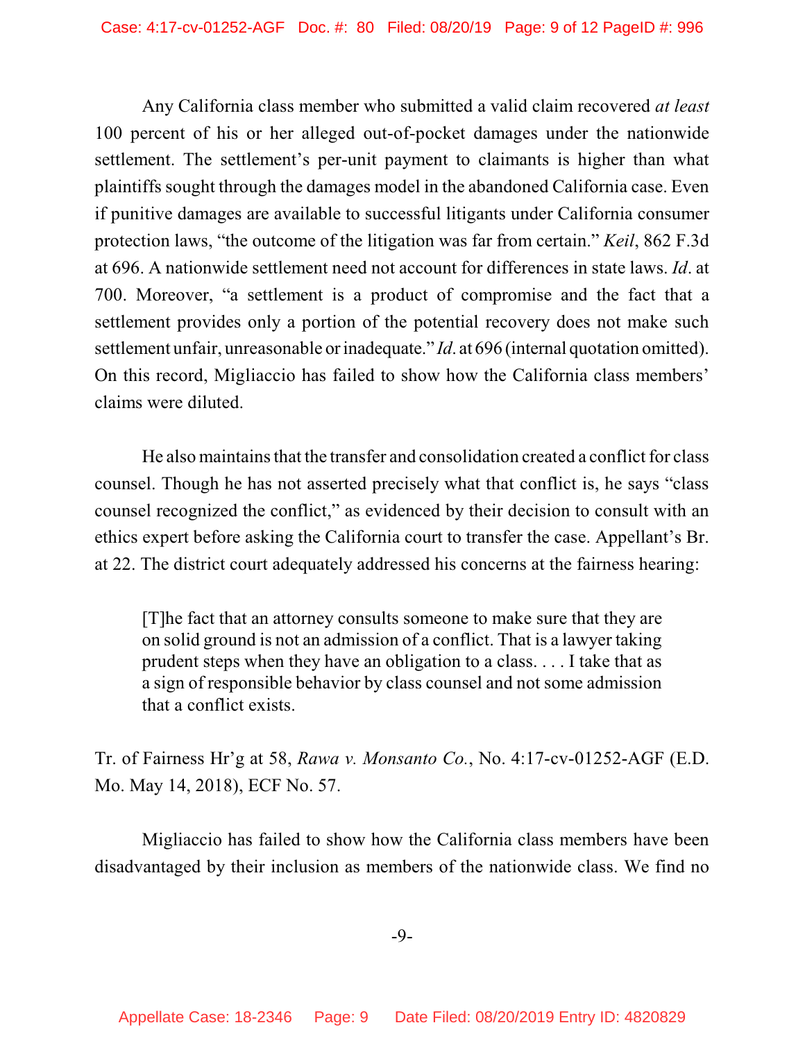Any California class member who submitted a valid claim recovered *at least* 100 percent of his or her alleged out-of-pocket damages under the nationwide settlement. The settlement's per-unit payment to claimants is higher than what plaintiffs sought through the damages model in the abandoned California case. Even if punitive damages are available to successful litigants under California consumer protection laws, "the outcome of the litigation was far from certain." *Keil*, 862 F.3d at 696. A nationwide settlement need not account for differences in state laws. *Id*. at 700. Moreover, "a settlement is a product of compromise and the fact that a settlement provides only a portion of the potential recovery does not make such settlement unfair, unreasonable or inadequate." *Id*. at 696 (internal quotation omitted). On this record, Migliaccio has failed to show how the California class members' claims were diluted.

He also maintains that the transfer and consolidation created a conflict for class counsel. Though he has not asserted precisely what that conflict is, he says "class counsel recognized the conflict," as evidenced by their decision to consult with an ethics expert before asking the California court to transfer the case. Appellant's Br. at 22. The district court adequately addressed his concerns at the fairness hearing:

> [T]he fact that an attorney consults someone to make sure that they are on solid ground is not an admission of a conflict. That is a lawyer taking prudent steps when they have an obligation to a class. . . . I take that as a sign of responsible behavior by class counsel and not some admission that a conflict exists.

Tr. of Fairness Hr'g at 58, *Rawa v. Monsanto Co.*, No. 4:17-cv-01252-AGF (E.D. Mo. May 14, 2018), ECF No. 57.

Migliaccio has failed to show how the California class members have been disadvantaged by their inclusion as members of the nationwide class. We find no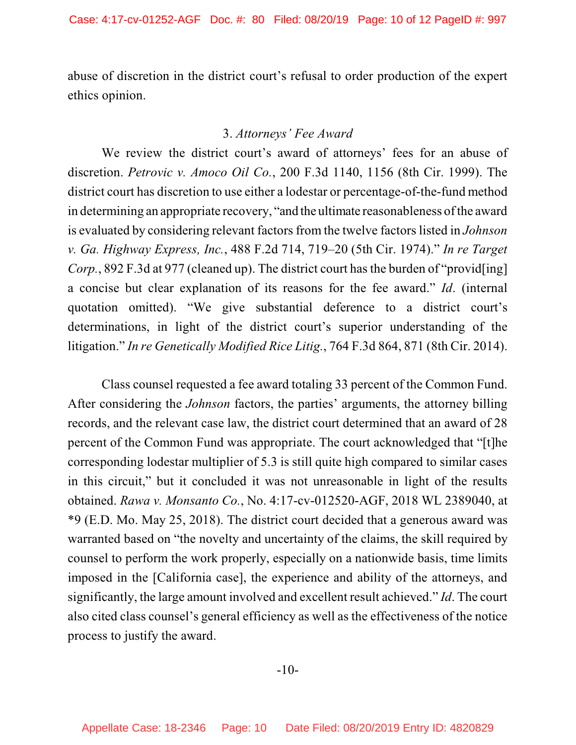abuse of discretion in the district court's refusal to order production of the expert ethics opinion.

### 3. *Attorneys' Fee Award*

We review the district court's award of attorneys' fees for an abuse of discretion. *Petrovic v. Amoco Oil Co.*, 200 F.3d 1140, 1156 (8th Cir. 1999). The district court has discretion to use either a lodestar or percentage-of-the-fund method in determining an appropriate recovery, "and the ultimate reasonableness of the award is evaluated by considering relevant factors from the twelve factors listed in *Johnson v. Ga. Highway Express, Inc.*, 488 F.2d 714, 719–20 (5th Cir. 1974)." *In re Target Corp.*, 892 F.3d at 977 (cleaned up). The district court has the burden of "provid[ing] a concise but clear explanation of its reasons for the fee award." *Id*. (internal quotation omitted). "We give substantial deference to a district court's determinations, in light of the district court's superior understanding of the litigation." *In re Genetically Modified Rice Litig.*, 764 F.3d 864, 871 (8th Cir. 2014).

Class counsel requested a fee award totaling 33 percent of the Common Fund. After considering the *Johnson* factors, the parties' arguments, the attorney billing records, and the relevant case law, the district court determined that an award of 28 percent of the Common Fund was appropriate. The court acknowledged that "[t]he corresponding lodestar multiplier of 5.3 is still quite high compared to similar cases in this circuit," but it concluded it was not unreasonable in light of the results obtained. *Rawa v. Monsanto Co.*, No. 4:17-cv-012520-AGF, 2018 WL 2389040, at *9 (E.D. Mo. May 25, 2018). The district court decided that a generous award was warranted based on "the novelty and uncertainty of the claims, the skill required by counsel to perform the work properly, especially on a nationwide basis, time limits imposed in the [California case], the experience and ability of the attorneys, and significantly, the large amount involved and excellent result achieved." *Id*. The court also cited class counsel's general efficiency as well as the effectiveness of the notice process to justify the award.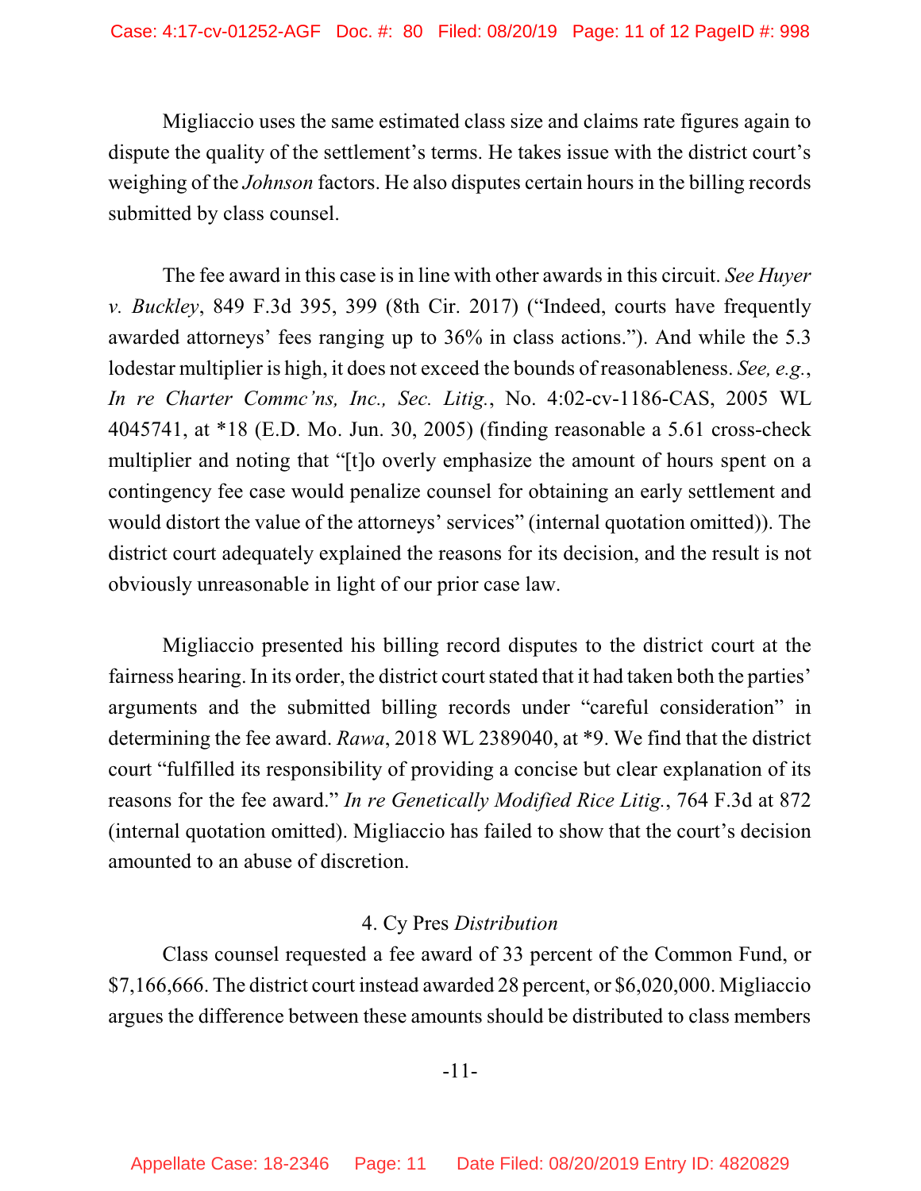Migliaccio uses the same estimated class size and claims rate figures again to dispute the quality of the settlement's terms. He takes issue with the district court's weighing of the *Johnson* factors. He also disputes certain hours in the billing records submitted by class counsel.

The fee award in this case is in line with other awards in this circuit. *See Huyer v. Buckley*, 849 F.3d 395, 399 (8th Cir. 2017) ("Indeed, courts have frequently awarded attorneys' fees ranging up to 36% in class actions."). And while the 5.3 lodestar multiplier is high, it does not exceed the bounds of reasonableness. *See, e.g.*, *In re Charter Commc'ns, Inc., Sec. Litig.*, No. 4:02-cv-1186-CAS, 2005 WL 4045741, at *18 (E.D. Mo. Jun. 30, 2005) (finding reasonable a 5.61 cross-check multiplier and noting that "[t]o overly emphasize the amount of hours spent on a contingency fee case would penalize counsel for obtaining an early settlement and would distort the value of the attorneys' services" (internal quotation omitted)). The district court adequately explained the reasons for its decision, and the result is not obviously unreasonable in light of our prior case law.

Migliaccio presented his billing record disputes to the district court at the fairness hearing. In its order, the district court stated that it had taken both the parties' arguments and the submitted billing records under "careful consideration" in determining the fee award. *Rawa*, 2018 WL 2389040, at *9. We find that the district court "fulfilled its responsibility of providing a concise but clear explanation of its reasons for the fee award." *In re Genetically Modified Rice Litig.*, 764 F.3d at 872 (internal quotation omitted). Migliaccio has failed to show that the court's decision amounted to an abuse of discretion.

#### 4. Cy Pres *Distribution*

Class counsel requested a fee award of 33 percent of the Common Fund, or $7,166,666. The district court instead awarded 28 percent, or $6,020,000. Migliaccio argues the difference between these amounts should be distributed to class members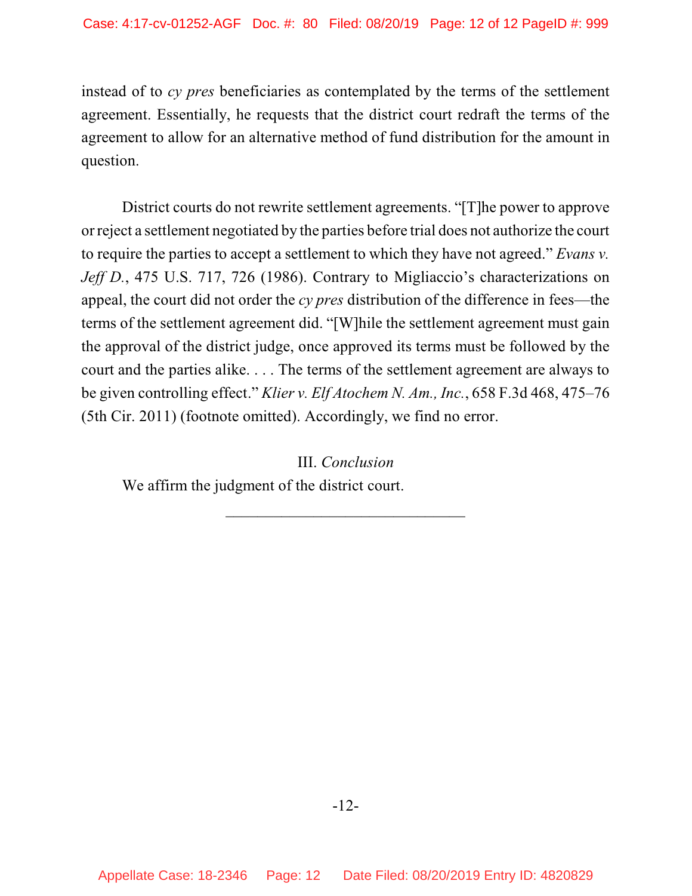instead of to *cy pres* beneficiaries as contemplated by the terms of the settlement agreement. Essentially, he requests that the district court redraft the terms of the agreement to allow for an alternative method of fund distribution for the amount in question.

District courts do not rewrite settlement agreements. "[T]he power to approve or reject a settlement negotiated by the parties before trial does not authorize the court to require the parties to accept a settlement to which they have not agreed." *Evans v. Jeff D.*, 475 U.S. 717, 726 (1986). Contrary to Migliaccio's characterizations on appeal, the court did not order the *cy pres* distribution of the difference in fees—the terms of the settlement agreement did. "[W]hile the settlement agreement must gain the approval of the district judge, once approved its terms must be followed by the court and the parties alike. . . . The terms of the settlement agreement are always to be given controlling effect." *Klier v. Elf Atochem N. Am., Inc.*, 658 F.3d 468, 475–76 (5th Cir. 2011) (footnote omitted). Accordingly, we find no error.

### III. *Conclusion*

We affirm the judgment of the district court.

______________________________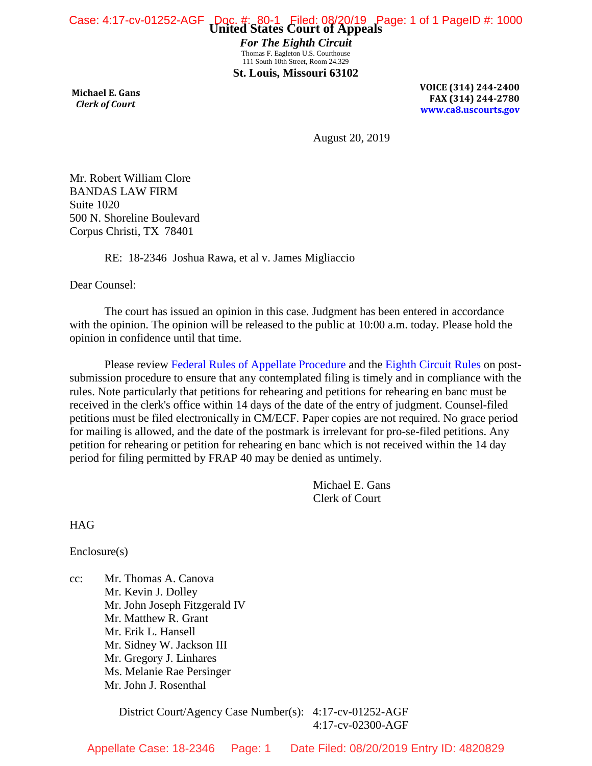# United States Court of Appeals

***For The Eighth Circuit***

Thomas F. Eagleton U.S. Courthouse
111 South 10th Street, Room 24.329

**St. Louis, Missouri 63102**

**Michael E. Gans**
***Clerk of Court***

**VOICE (314) 244-2400**
**FAX (314) 244-2780**
**www.ca8.uscourts.gov**

August 20, 2019

Mr. Robert William Clore
BANDAS LAW FIRM
Suite 1020
500 N. Shoreline Boulevard
Corpus Christi, TX 78401

RE: 18-2346 Joshua Rawa, et al v. James Migliaccio

Dear Counsel:

The court has issued an opinion in this case. Judgment has been entered in accordance with the opinion. The opinion will be released to the public at 10:00 a.m. today. Please hold the opinion in confidence until that time.

Please review Federal Rules of Appellate Procedure and the Eighth Circuit Rules on post-submission procedure to ensure that any contemplated filing is timely and in compliance with the rules. Note particularly that petitions for rehearing and petitions for rehearing en banc must be received in the clerk's office within 14 days of the date of the entry of judgment. Counsel-filed petitions must be filed electronically in CM/ECF. Paper copies are not required. No grace period for mailing is allowed, and the date of the postmark is irrelevant for pro-se-filed petitions. Any petition for rehearing or petition for rehearing en banc which is not received within the 14 day period for filing permitted by FRAP 40 may be denied as untimely.

Michael E. Gans
Clerk of Court

HAG

Enclosure(s)

cc: Mr. Thomas A. Canova
Mr. Kevin J. Dolley
Mr. John Joseph Fitzgerald IV
Mr. Matthew R. Grant
Mr. Erik L. Hansell
Mr. Sidney W. Jackson III
Mr. Gregory J. Linhares
Ms. Melanie Rae Persinger
Mr. John J. Rosenthal

District Court/Agency Case Number(s): 4:17-cv-01252-AGF
4:17-cv-02300-AGF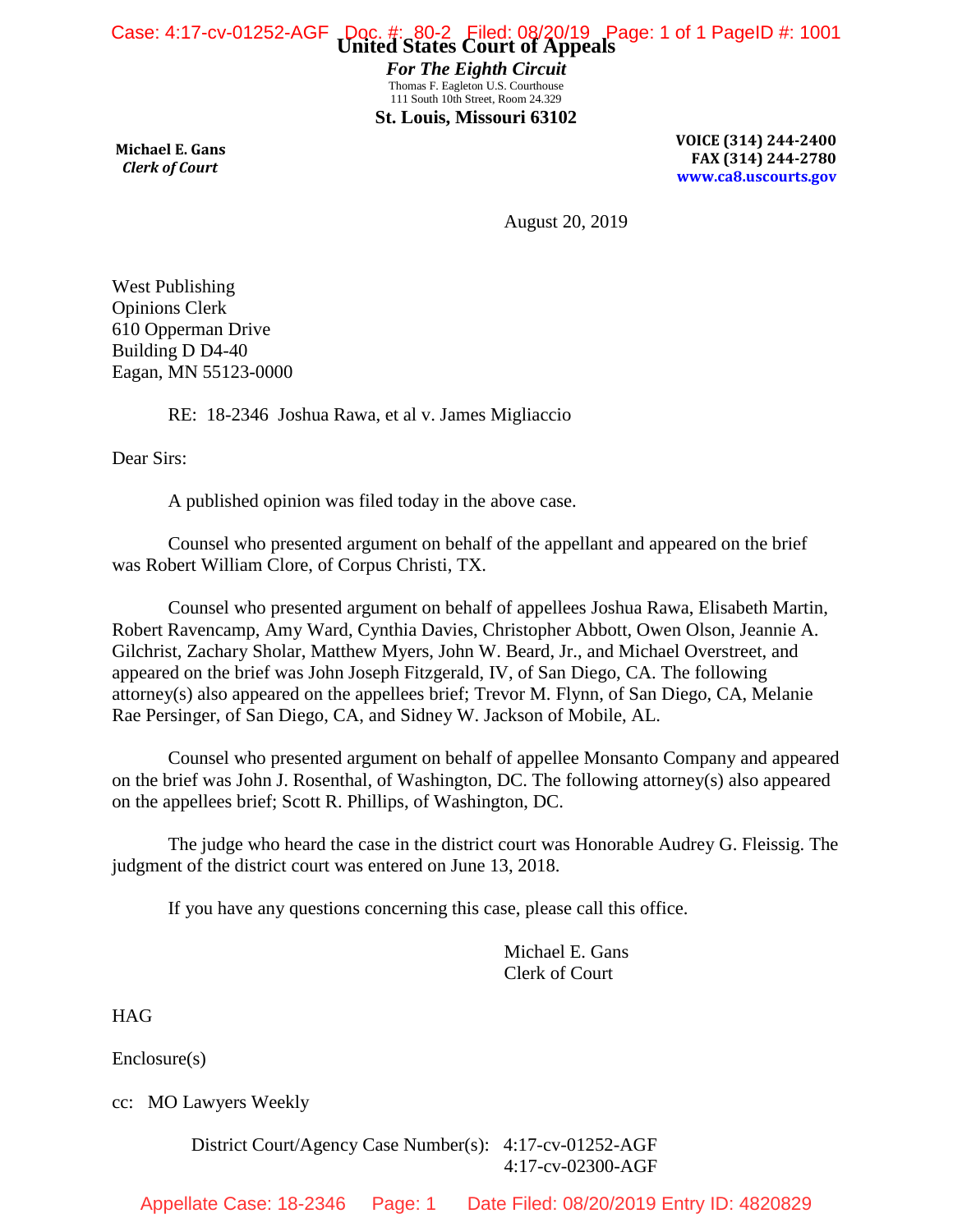# United States Court of Appeals

***For The Eighth Circuit***

Thomas F. Eagleton U.S. Courthouse
111 South 10th Street, Room 24.329

**St. Louis, Missouri 63102**

**Michael E. Gans**
***Clerk of Court***

**VOICE (314) 244-2400**
**FAX (314) 244-2780**
**www.ca8.uscourts.gov**

August 20, 2019

West Publishing
Opinions Clerk
610 Opperman Drive
Building D D4-40
Eagan, MN 55123-0000

RE: 18-2346 Joshua Rawa, et al v. James Migliaccio

Dear Sirs:

A published opinion was filed today in the above case.

Counsel who presented argument on behalf of the appellant and appeared on the brief was Robert William Clore, of Corpus Christi, TX.

Counsel who presented argument on behalf of appellees Joshua Rawa, Elisabeth Martin, Robert Ravencamp, Amy Ward, Cynthia Davies, Christopher Abbott, Owen Olson, Jeannie A. Gilchrist, Zachary Sholar, Matthew Myers, John W. Beard, Jr., and Michael Overstreet, and appeared on the brief was John Joseph Fitzgerald, IV, of San Diego, CA. The following attorney(s) also appeared on the appellees brief; Trevor M. Flynn, of San Diego, CA, Melanie Rae Persinger, of San Diego, CA, and Sidney W. Jackson of Mobile, AL.

Counsel who presented argument on behalf of appellee Monsanto Company and appeared on the brief was John J. Rosenthal, of Washington, DC. The following attorney(s) also appeared on the appellees brief; Scott R. Phillips, of Washington, DC.

The judge who heard the case in the district court was Honorable Audrey G. Fleissig. The judgment of the district court was entered on June 13, 2018.

If you have any questions concerning this case, please call this office.

Michael E. Gans
Clerk of Court

HAG

Enclosure(s)

cc: MO Lawyers Weekly

District Court/Agency Case Number(s): 4:17-cv-01252-AGF
4:17-cv-02300-AGF